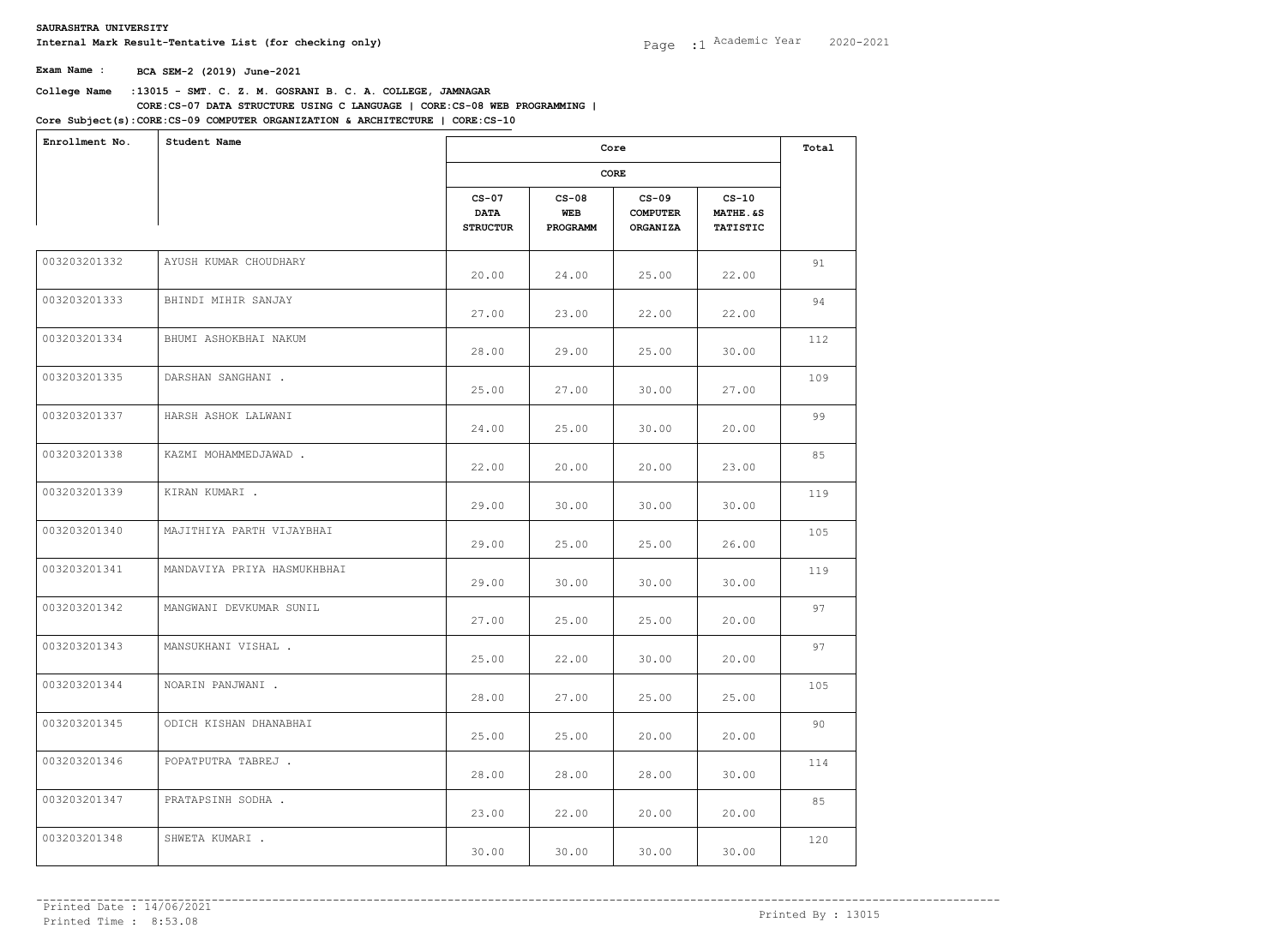**SAURASHTRA UNIVERSITY**

**Internal Mark Result-Tentative List (for checking only)**

Academic Year 2020-2021

**Exam Name :** **BCA SEM-2 (2019) June-2021**

**College Name :13015 - SMT. C. Z. M. GOSRANI B. C. A. COLLEGE, JAMNAGAR**

**Core Subject(s):CORE:CS-07 DATA STRUCTURE USING C LANGUAGE | CORE:CS-08 WEB PROGRAMMING | CORE:CS-09 COMPUTER ORGANIZATION & ARCHITECTURE | CORE:CS-10**

| Enrollment No. | Student Name | Core | | | | Total |
|---|---|---|---|---|---|---|
| | | CORE | | | | |
| | | CS-07 DATA STRUCTUR | CS-08 WEB PROGRAMM | CS-09 COMPUTER ORGANIZA | CS-10 MATHE.&S TATISTIC | |
| 003203201332 | AYUSH KUMAR CHOUDHARY | 20.00 | 24.00 | 25.00 | 22.00 | 91 |
| 003203201333 | BHINDI MIHIR SANJAY | 27.00 | 23.00 | 22.00 | 22.00 | 94 |
| 003203201334 | BHUMI ASHOKBHAI NAKUM | 28.00 | 29.00 | 25.00 | 30.00 | 112 |
| 003203201335 | DARSHAN SANGHANI . | 25.00 | 27.00 | 30.00 | 27.00 | 109 |
| 003203201337 | HARSH ASHOK LALWANI | 24.00 | 25.00 | 30.00 | 20.00 | 99 |
| 003203201338 | KAZMI MOHAMMEDJAWAD . | 22.00 | 20.00 | 20.00 | 23.00 | 85 |
| 003203201339 | KIRAN KUMARI . | 29.00 | 30.00 | 30.00 | 30.00 | 119 |
| 003203201340 | MAJITHIYA PARTH VIJAYBHAI | 29.00 | 25.00 | 25.00 | 26.00 | 105 |
| 003203201341 | MANDAVIYA PRIYA HASMUKHBHAI | 29.00 | 30.00 | 30.00 | 30.00 | 119 |
| 003203201342 | MANGWANI DEVKUMAR SUNIL | 27.00 | 25.00 | 25.00 | 20.00 | 97 |
| 003203201343 | MANSUKHANI VISHAL . | 25.00 | 22.00 | 30.00 | 20.00 | 97 |
| 003203201344 | NOARIN PANJWANI . | 28.00 | 27.00 | 25.00 | 25.00 | 105 |
| 003203201345 | ODICH KISHAN DHANABHAI | 25.00 | 25.00 | 20.00 | 20.00 | 90 |
| 003203201346 | POPATPUTRA TABREJ . | 28.00 | 28.00 | 28.00 | 30.00 | 114 |
| 003203201347 | PRATAPSINH SODHA . | 23.00 | 22.00 | 20.00 | 20.00 | 85 |
| 003203201348 | SHWETA KUMARI . | 30.00 | 30.00 | 30.00 | 30.00 | 120 |

Printed Date : 14/06/2021

Printed Time : 8:53.08

Printed By : 13015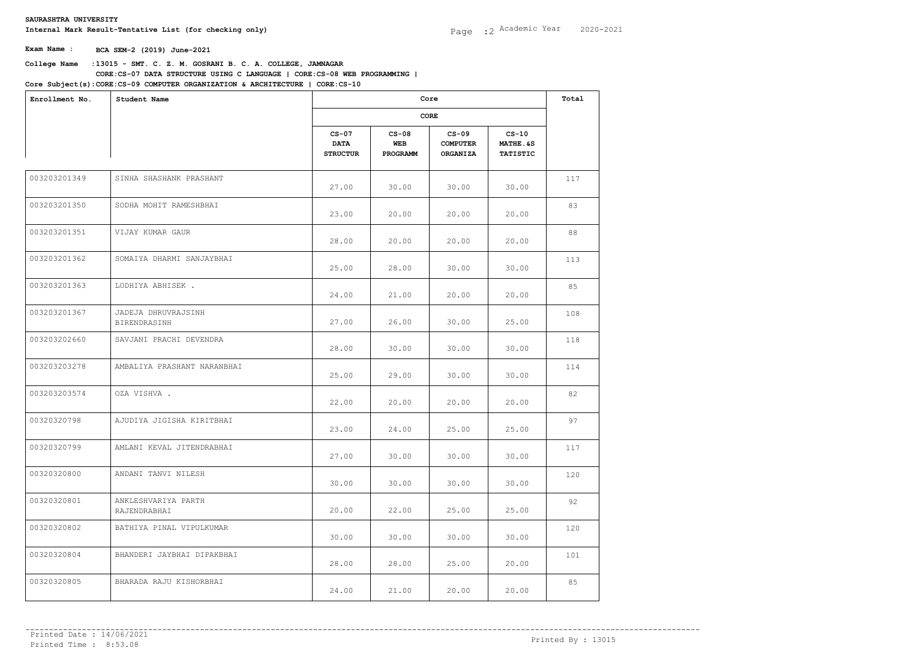**SAURASHTRA UNIVERSITY**

**Internal Mark Result-Tentative List (for checking only)**

Academic Year 2020-2021

**Exam Name : BCA SEM-2 (2019) June-2021**

**College Name :13015 - SMT. C. Z. M. GOSRANI B. C. A. COLLEGE, JAMNAGAR**

**Core Subject(s):CORE:CS-07 DATA STRUCTURE USING C LANGUAGE | CORE:CS-08 WEB PROGRAMMING | CORE:CS-09 COMPUTER ORGANIZATION & ARCHITECTURE | CORE:CS-10**

| Enrollment No. | Student Name | Core | | | | Total |
|---|---|---|---|---|---|---|
| | | CORE | | | | |
| | | CS-07 DATA STRUCTUR | CS-08 WEB PROGRAMM | CS-09 COMPUTER ORGANIZA | CS-10 MATHE.&S TATISTIC | |
| 003203201349 | SINHA SHASHANK PRASHANT | 27.00 | 30.00 | 30.00 | 30.00 | 117 |
| 003203201350 | SODHA MOHIT RAMESHBHAI | 23.00 | 20.00 | 20.00 | 20.00 | 83 |
| 003203201351 | VIJAY KUMAR GAUR | 28.00 | 20.00 | 20.00 | 20.00 | 88 |
| 003203201362 | SOMAIYA DHARMI SANJAYBHAI | 25.00 | 28.00 | 30.00 | 30.00 | 113 |
| 003203201363 | LODHIYA ABHISEK . | 24.00 | 21.00 | 20.00 | 20.00 | 85 |
| 003203201367 | JADEJA DHRUVRAJSINH BIRENDRASINH | 27.00 | 26.00 | 30.00 | 25.00 | 108 |
| 003203202660 | SAVJANI PRACHI DEVENDRA | 28.00 | 30.00 | 30.00 | 30.00 | 118 |
| 003203203278 | AMBALIYA PRASHANT NARANBHAI | 25.00 | 29.00 | 30.00 | 30.00 | 114 |
| 003203203574 | OZA VISHVA . | 22.00 | 20.00 | 20.00 | 20.00 | 82 |
| 00320320798 | AJUDIYA JIGISHA KIRITBHAI | 23.00 | 24.00 | 25.00 | 25.00 | 97 |
| 00320320799 | AMLANI KEVAL JITENDRABHAI | 27.00 | 30.00 | 30.00 | 30.00 | 117 |
| 00320320800 | ANDANI TANVI NILESH | 30.00 | 30.00 | 30.00 | 30.00 | 120 |
| 00320320801 | ANKLESHVARIYA PARTH RAJENDRABHAI | 20.00 | 22.00 | 25.00 | 25.00 | 92 |
| 00320320802 | BATHIYA PINAL VIPULKUMAR | 30.00 | 30.00 | 30.00 | 30.00 | 120 |
| 00320320804 | BHANDERI JAYBHAI DIPAKBHAI | 28.00 | 28.00 | 25.00 | 20.00 | 101 |
| 00320320805 | BHARADA RAJU KISHORBHAI | 24.00 | 21.00 | 20.00 | 20.00 | 85 |

Printed Date : 14/06/2021
Printed Time : 8:53.08

Printed By : 13015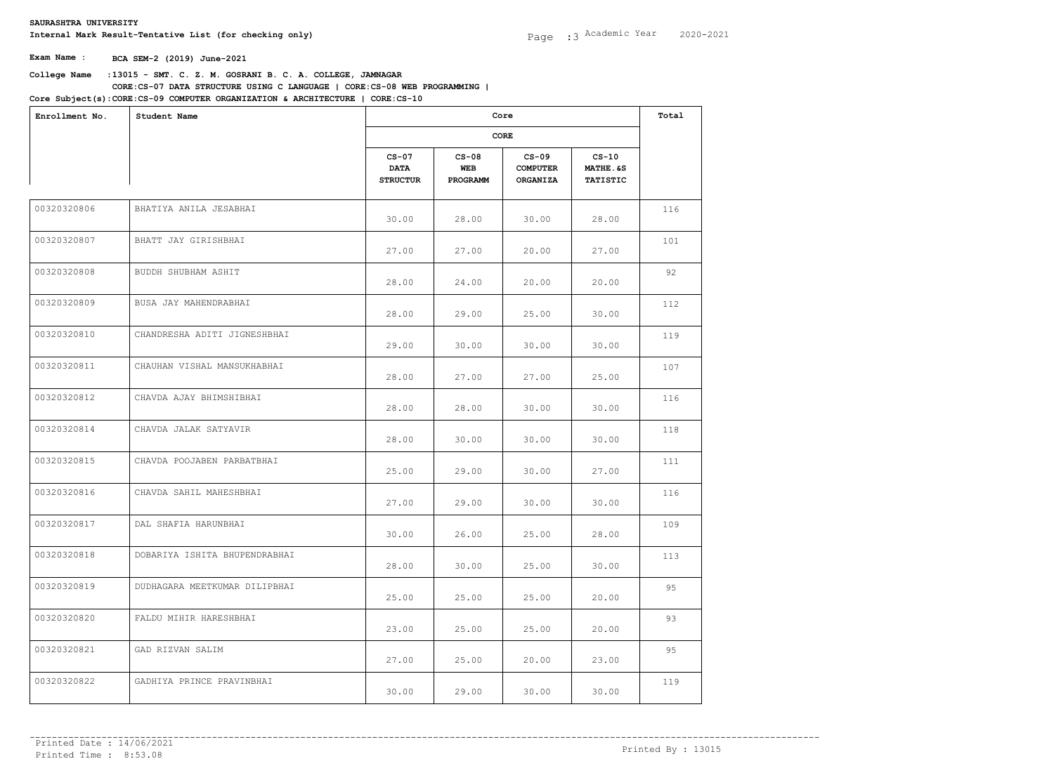**SAURASHTRA UNIVERSITY**

**Internal Mark Result-Tentative List (for checking only)**

Academic Year 2020-2021

**Exam Name :** **BCA SEM-2 (2019) June-2021**

**College Name :13015 - SMT. C. Z. M. GOSRANI B. C. A. COLLEGE, JAMNAGAR**

**Core Subject(s):CORE:CS-07 DATA STRUCTURE USING C LANGUAGE | CORE:CS-08 WEB PROGRAMMING | CORE:CS-09 COMPUTER ORGANIZATION & ARCHITECTURE | CORE:CS-10**

| Enrollment No. | Student Name | Core | | | | Total |
|---|---|---|---|---|---|---|
| | | CORE | | | | |
| | | CS-07 DATA STRUCTUR | CS-08 WEB PROGRAMM | CS-09 COMPUTER ORGANIZA | CS-10 MATHE.&S TATISTIC | |
| 00320320806 | BHATIYA ANILA JESABHAI | 30.00 | 28.00 | 30.00 | 28.00 | 116 |
| 00320320807 | BHATT JAY GIRISHBHAI | 27.00 | 27.00 | 20.00 | 27.00 | 101 |
| 00320320808 | BUDDH SHUBHAM ASHIT | 28.00 | 24.00 | 20.00 | 20.00 | 92 |
| 00320320809 | BUSA JAY MAHENDRABHAI | 28.00 | 29.00 | 25.00 | 30.00 | 112 |
| 00320320810 | CHANDRESHA ADITI JIGNESHBHAI | 29.00 | 30.00 | 30.00 | 30.00 | 119 |
| 00320320811 | CHAUHAN VISHAL MANSUKHABHAI | 28.00 | 27.00 | 27.00 | 25.00 | 107 |
| 00320320812 | CHAVDA AJAY BHIMSHIBHAI | 28.00 | 28.00 | 30.00 | 30.00 | 116 |
| 00320320814 | CHAVDA JALAK SATYAVIR | 28.00 | 30.00 | 30.00 | 30.00 | 118 |
| 00320320815 | CHAVDA POOJABEN PARBATBHAI | 25.00 | 29.00 | 30.00 | 27.00 | 111 |
| 00320320816 | CHAVDA SAHIL MAHESHBHAI | 27.00 | 29.00 | 30.00 | 30.00 | 116 |
| 00320320817 | DAL SHAFIA HARUNBHAI | 30.00 | 26.00 | 25.00 | 28.00 | 109 |
| 00320320818 | DOBARIYA ISHITA BHUPENDRABHAI | 28.00 | 30.00 | 25.00 | 30.00 | 113 |
| 00320320819 | DUDHAGARA MEETKUMAR DILIPBHAI | 25.00 | 25.00 | 25.00 | 20.00 | 95 |
| 00320320820 | FALDU MIHIR HARESHBHAI | 23.00 | 25.00 | 25.00 | 20.00 | 93 |
| 00320320821 | GAD RIZVAN SALIM | 27.00 | 25.00 | 20.00 | 23.00 | 95 |
| 00320320822 | GADHIYA PRINCE PRAVINBHAI | 30.00 | 29.00 | 30.00 | 30.00 | 119 |

Printed Date : 14/06/2021

Printed Time : 8:53.08

Printed By : 13015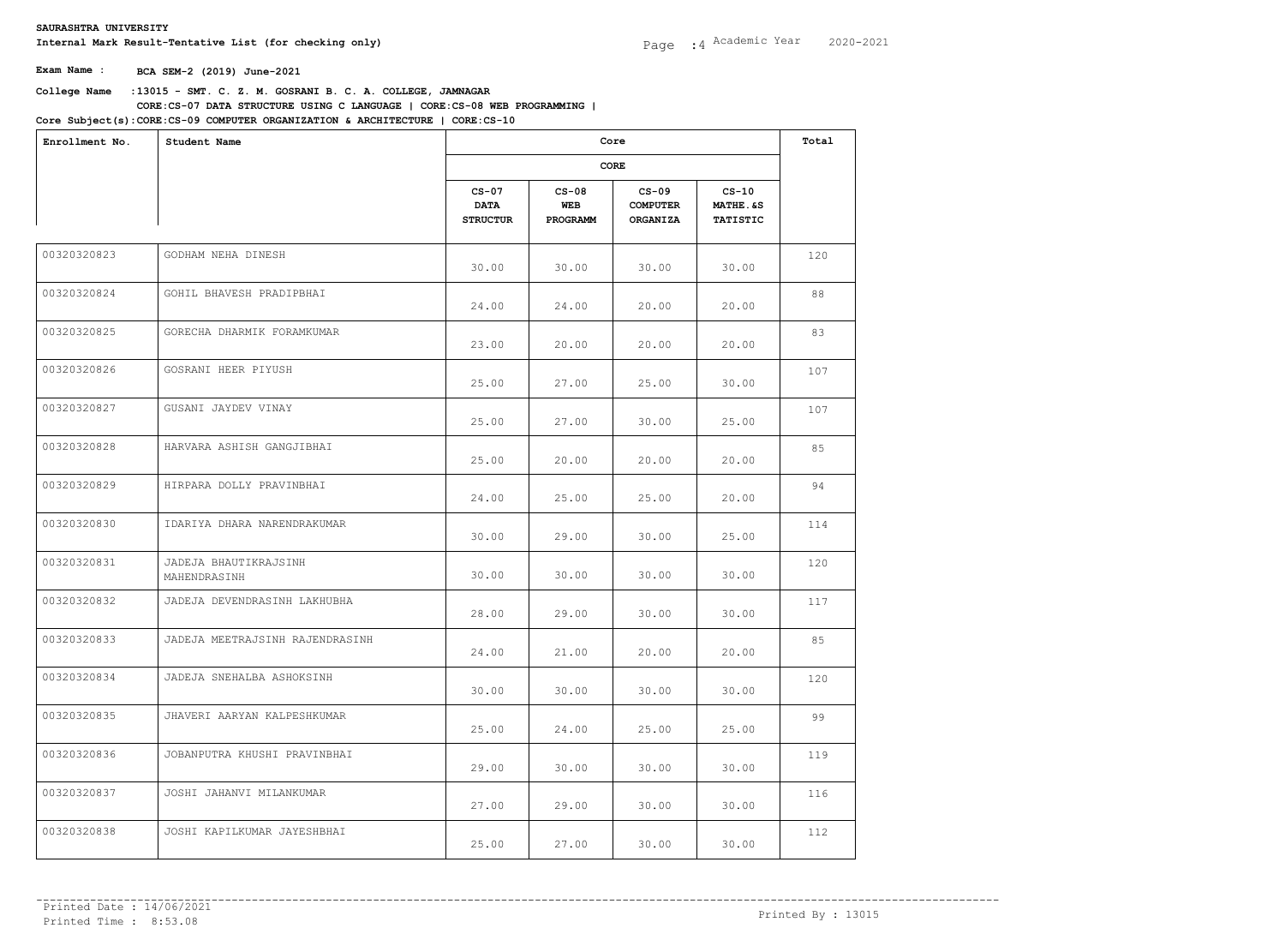**SAURASHTRA UNIVERSITY**

**Internal Mark Result-Tentative List (for checking only)**

Academic Year 2020-2021

**Exam Name :** **BCA SEM-2 (2019) June-2021**

**College Name :13015 - SMT. C. Z. M. GOSRANI B. C. A. COLLEGE, JAMNAGAR**

**Core Subject(s):CORE:CS-07 DATA STRUCTURE USING C LANGUAGE | CORE:CS-08 WEB PROGRAMMING | CORE:CS-09 COMPUTER ORGANIZATION & ARCHITECTURE | CORE:CS-10**

| Enrollment No. | Student Name | Core | | | | Total |
|---|---|---|---|---|---|---|
| | | CORE | | | | |
| | | CS-07 DATA STRUCTUR | CS-08 WEB PROGRAMM | CS-09 COMPUTER ORGANIZA | CS-10 MATHE.&S TATISTIC | |
| 00320320823 | GODHAM NEHA DINESH | 30.00 | 30.00 | 30.00 | 30.00 | 120 |
| 00320320824 | GOHIL BHAVESH PRADIPBHAI | 24.00 | 24.00 | 20.00 | 20.00 | 88 |
| 00320320825 | GORECHA DHARMIK FORAMKUMAR | 23.00 | 20.00 | 20.00 | 20.00 | 83 |
| 00320320826 | GOSRANI HEER PIYUSH | 25.00 | 27.00 | 25.00 | 30.00 | 107 |
| 00320320827 | GUSANI JAYDEV VINAY | 25.00 | 27.00 | 30.00 | 25.00 | 107 |
| 00320320828 | HARVARA ASHISH GANGJIBHAI | 25.00 | 20.00 | 20.00 | 20.00 | 85 |
| 00320320829 | HIRPARA DOLLY PRAVINBHAI | 24.00 | 25.00 | 25.00 | 20.00 | 94 |
| 00320320830 | IDARIYA DHARA NARENDRAKUMAR | 30.00 | 29.00 | 30.00 | 25.00 | 114 |
| 00320320831 | JADEJA BHAUTIKRAJSINH MAHENDRASINH | 30.00 | 30.00 | 30.00 | 30.00 | 120 |
| 00320320832 | JADEJA DEVENDRASINH LAKHUBHA | 28.00 | 29.00 | 30.00 | 30.00 | 117 |
| 00320320833 | JADEJA MEETRAJSINH RAJENDRASINH | 24.00 | 21.00 | 20.00 | 20.00 | 85 |
| 00320320834 | JADEJA SNEHALBA ASHOKSINH | 30.00 | 30.00 | 30.00 | 30.00 | 120 |
| 00320320835 | JHAVERI AARYAN KALPESHKUMAR | 25.00 | 24.00 | 25.00 | 25.00 | 99 |
| 00320320836 | JOBANPUTRA KHUSHI PRAVINBHAI | 29.00 | 30.00 | 30.00 | 30.00 | 119 |
| 00320320837 | JOSHI JAHANVI MILANKUMAR | 27.00 | 29.00 | 30.00 | 30.00 | 116 |
| 00320320838 | JOSHI KAPILKUMAR JAYESHBHAI | 25.00 | 27.00 | 30.00 | 30.00 | 112 |

Printed Date : 14/06/2021
Printed Time : 8:53.08

Printed By : 13015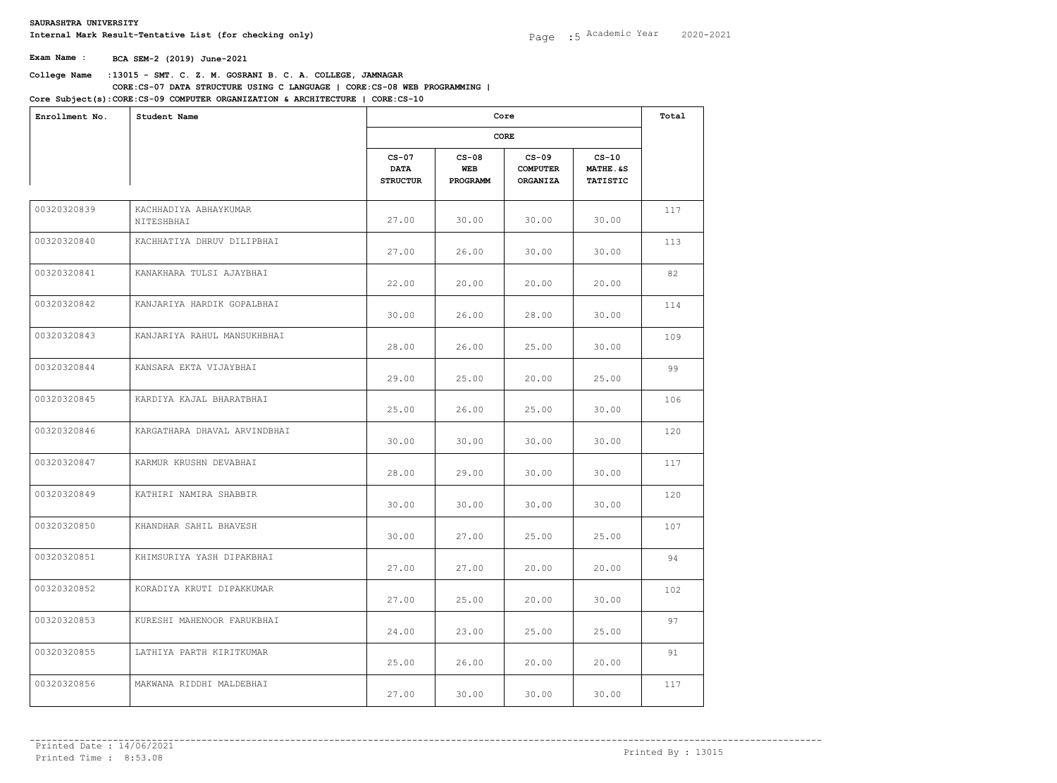**SAURASHTRA UNIVERSITY**

**Internal Mark Result-Tentative List (for checking only)**

Academic Year 2020-2021

**Exam Name :** **BCA SEM-2 (2019) June-2021**

**College Name :13015 - SMT. C. Z. M. GOSRANI B. C. A. COLLEGE, JAMNAGAR**

**Core Subject(s):CORE:CS-07 DATA STRUCTURE USING C LANGUAGE | CORE:CS-08 WEB PROGRAMMING | CORE:CS-09 COMPUTER ORGANIZATION & ARCHITECTURE | CORE:CS-10**

| Enrollment No. | Student Name | Core | | | | Total |
|---|---|---|---|---|---|---|
| | | CORE | | | | |
| | | CS-07 DATA STRUCTUR | CS-08 WEB PROGRAMM | CS-09 COMPUTER ORGANIZA | CS-10 MATHE.&S TATISTIC | |
| 00320320839 | KACHHADIYA ABHAYKUMAR NITESHBHAI | 27.00 | 30.00 | 30.00 | 30.00 | 117 |
| 00320320840 | KACHHATIYA DHRUV DILIPBHAI | 27.00 | 26.00 | 30.00 | 30.00 | 113 |
| 00320320841 | KANAKHARA TULSI AJAYBHAI | 22.00 | 20.00 | 20.00 | 20.00 | 82 |
| 00320320842 | KANJARIYA HARDIK GOPALBHAI | 30.00 | 26.00 | 28.00 | 30.00 | 114 |
| 00320320843 | KANJARIYA RAHUL MANSUKHBHAI | 28.00 | 26.00 | 25.00 | 30.00 | 109 |
| 00320320844 | KANSARA EKTA VIJAYBHAI | 29.00 | 25.00 | 20.00 | 25.00 | 99 |
| 00320320845 | KARDIYA KAJAL BHARATBHAI | 25.00 | 26.00 | 25.00 | 30.00 | 106 |
| 00320320846 | KARGATHARA DHAVAL ARVINDBHAI | 30.00 | 30.00 | 30.00 | 30.00 | 120 |
| 00320320847 | KARMUR KRUSHN DEVABHAI | 28.00 | 29.00 | 30.00 | 30.00 | 117 |
| 00320320849 | KATHIRI NAMIRA SHABBIR | 30.00 | 30.00 | 30.00 | 30.00 | 120 |
| 00320320850 | KHANDHAR SAHIL BHAVESH | 30.00 | 27.00 | 25.00 | 25.00 | 107 |
| 00320320851 | KHIMSURIYA YASH DIPAKBHAI | 27.00 | 27.00 | 20.00 | 20.00 | 94 |
| 00320320852 | KORADIYA KRUTI DIPAKKUMAR | 27.00 | 25.00 | 20.00 | 30.00 | 102 |
| 00320320853 | KURESHI MAHENOOR FARUKBHAI | 24.00 | 23.00 | 25.00 | 25.00 | 97 |
| 00320320855 | LATHIYA PARTH KIRITKUMAR | 25.00 | 26.00 | 20.00 | 20.00 | 91 |
| 00320320856 | MAKWANA RIDDHI MALDEBHAI | 27.00 | 30.00 | 30.00 | 30.00 | 117 |

Printed Date : 14/06/2021
Printed Time : 8:53.08

Printed By : 13015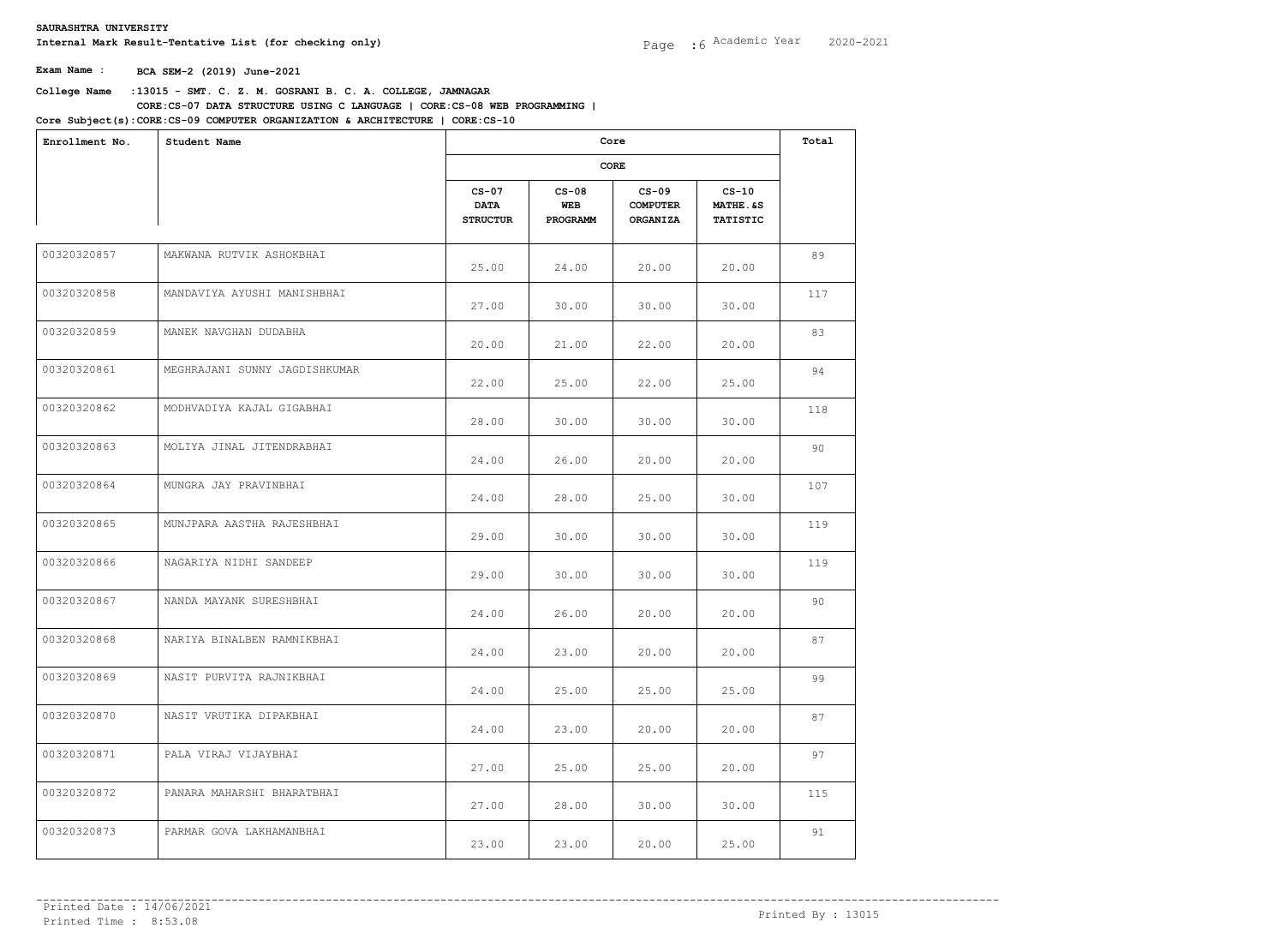**SAURASHTRA UNIVERSITY**

**Internal Mark Result-Tentative List (for checking only)**

Academic Year 2020-2021

**Exam Name :** **BCA SEM-2 (2019) June-2021**

**College Name :13015 - SMT. C. Z. M. GOSRANI B. C. A. COLLEGE, JAMNAGAR**

**Core Subject(s):CORE:CS-07 DATA STRUCTURE USING C LANGUAGE | CORE:CS-08 WEB PROGRAMMING | CORE:CS-09 COMPUTER ORGANIZATION & ARCHITECTURE | CORE:CS-10**

| Enrollment No. | Student Name | Core | | | | Total |
|---|---|---|---|---|---|---|
| | | CORE | | | | |
| | | CS-07 DATA STRUCTUR | CS-08 WEB PROGRAMM | CS-09 COMPUTER ORGANIZA | CS-10 MATHE.&S TATISTIC | |
| 00320320857 | MAKWANA RUTVIK ASHOKBHAI | 25.00 | 24.00 | 20.00 | 20.00 | 89 |
| 00320320858 | MANDAVIYA AYUSHI MANISHBHAI | 27.00 | 30.00 | 30.00 | 30.00 | 117 |
| 00320320859 | MANEK NAVGHAN DUDABHA | 20.00 | 21.00 | 22.00 | 20.00 | 83 |
| 00320320861 | MEGHRAJANI SUNNY JAGDISHKUMAR | 22.00 | 25.00 | 22.00 | 25.00 | 94 |
| 00320320862 | MODHVADIYA KAJAL GIGABHAI | 28.00 | 30.00 | 30.00 | 30.00 | 118 |
| 00320320863 | MOLIYA JINAL JITENDRABHAI | 24.00 | 26.00 | 20.00 | 20.00 | 90 |
| 00320320864 | MUNGRA JAY PRAVINBHAI | 24.00 | 28.00 | 25.00 | 30.00 | 107 |
| 00320320865 | MUNJPARA AASTHA RAJESHBHAI | 29.00 | 30.00 | 30.00 | 30.00 | 119 |
| 00320320866 | NAGARIYA NIDHI SANDEEP | 29.00 | 30.00 | 30.00 | 30.00 | 119 |
| 00320320867 | NANDA MAYANK SURESHBHAI | 24.00 | 26.00 | 20.00 | 20.00 | 90 |
| 00320320868 | NARIYA BINALBEN RAMNIKBHAI | 24.00 | 23.00 | 20.00 | 20.00 | 87 |
| 00320320869 | NASIT PURVITA RAJNIKBHAI | 24.00 | 25.00 | 25.00 | 25.00 | 99 |
| 00320320870 | NASIT VRUTIKA DIPAKBHAI | 24.00 | 23.00 | 20.00 | 20.00 | 87 |
| 00320320871 | PALA VIRAJ VIJAYBHAI | 27.00 | 25.00 | 25.00 | 20.00 | 97 |
| 00320320872 | PANARA MAHARSHI BHARATBHAI | 27.00 | 28.00 | 30.00 | 30.00 | 115 |
| 00320320873 | PARMAR GOVA LAKHAMANBHAI | 23.00 | 23.00 | 20.00 | 25.00 | 91 |

Printed Date : 14/06/2021
Printed Time : 8:53.08

Printed By : 13015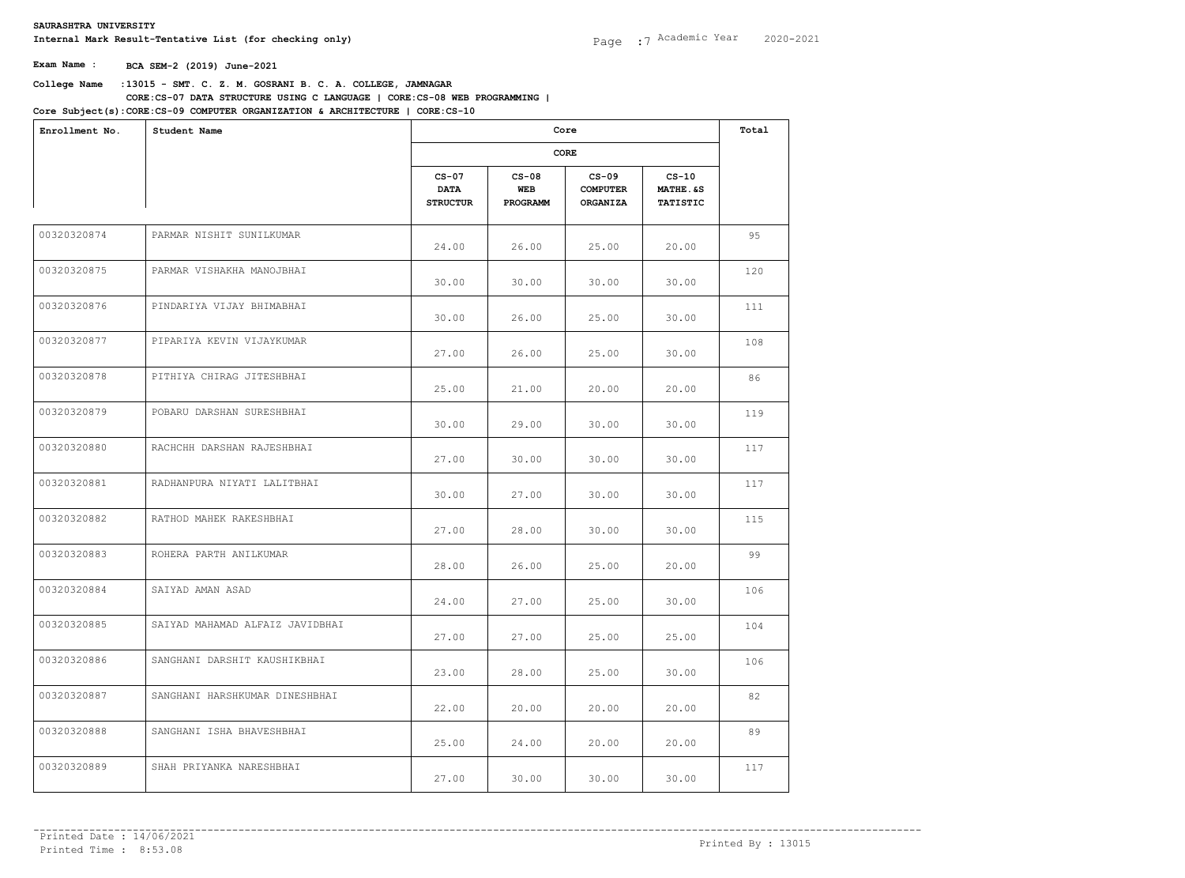**SAURASHTRA UNIVERSITY**

**Internal Mark Result-Tentative List (for checking only)**

Academic Year 2020-2021

**Exam Name :** **BCA SEM-2 (2019) June-2021**

**College Name :13015 - SMT. C. Z. M. GOSRANI B. C. A. COLLEGE, JAMNAGAR**

**Core Subject(s):CORE:CS-07 DATA STRUCTURE USING C LANGUAGE | CORE:CS-08 WEB PROGRAMMING | CORE:CS-09 COMPUTER ORGANIZATION & ARCHITECTURE | CORE:CS-10**

| Enrollment No. | Student Name | Core | | | | Total |
|---|---|---|---|---|---|---|
| | | CORE | | | | |
| | | CS-07 DATA STRUCTUR | CS-08 WEB PROGRAMM | CS-09 COMPUTER ORGANIZA | CS-10 MATHE.&S TATISTIC | |
| 00320320874 | PARMAR NISHIT SUNILKUMAR | 24.00 | 26.00 | 25.00 | 20.00 | 95 |
| 00320320875 | PARMAR VISHAKHA MANOJBHAI | 30.00 | 30.00 | 30.00 | 30.00 | 120 |
| 00320320876 | PINDARIYA VIJAY BHIMABHAI | 30.00 | 26.00 | 25.00 | 30.00 | 111 |
| 00320320877 | PIPARIYA KEVIN VIJAYKUMAR | 27.00 | 26.00 | 25.00 | 30.00 | 108 |
| 00320320878 | PITHIYA CHIRAG JITESHBHAI | 25.00 | 21.00 | 20.00 | 20.00 | 86 |
| 00320320879 | POBARU DARSHAN SURESHBHAI | 30.00 | 29.00 | 30.00 | 30.00 | 119 |
| 00320320880 | RACHCHH DARSHAN RAJESHBHAI | 27.00 | 30.00 | 30.00 | 30.00 | 117 |
| 00320320881 | RADHANPURA NIYATI LALITBHAI | 30.00 | 27.00 | 30.00 | 30.00 | 117 |
| 00320320882 | RATHOD MAHEK RAKESHBHAI | 27.00 | 28.00 | 30.00 | 30.00 | 115 |
| 00320320883 | ROHERA PARTH ANILKUMAR | 28.00 | 26.00 | 25.00 | 20.00 | 99 |
| 00320320884 | SAIYAD AMAN ASAD | 24.00 | 27.00 | 25.00 | 30.00 | 106 |
| 00320320885 | SAIYAD MAHAMAD ALFAIZ JAVIDBHAI | 27.00 | 27.00 | 25.00 | 25.00 | 104 |
| 00320320886 | SANGHANI DARSHIT KAUSHIKBHAI | 23.00 | 28.00 | 25.00 | 30.00 | 106 |
| 00320320887 | SANGHANI HARSHKUMAR DINESHBHAI | 22.00 | 20.00 | 20.00 | 20.00 | 82 |
| 00320320888 | SANGHANI ISHA BHAVESHBHAI | 25.00 | 24.00 | 20.00 | 20.00 | 89 |
| 00320320889 | SHAH PRIYANKA NARESHBHAI | 27.00 | 30.00 | 30.00 | 30.00 | 117 |

Printed Date : 14/06/2021
Printed Time : 8:53.08

Printed By : 13015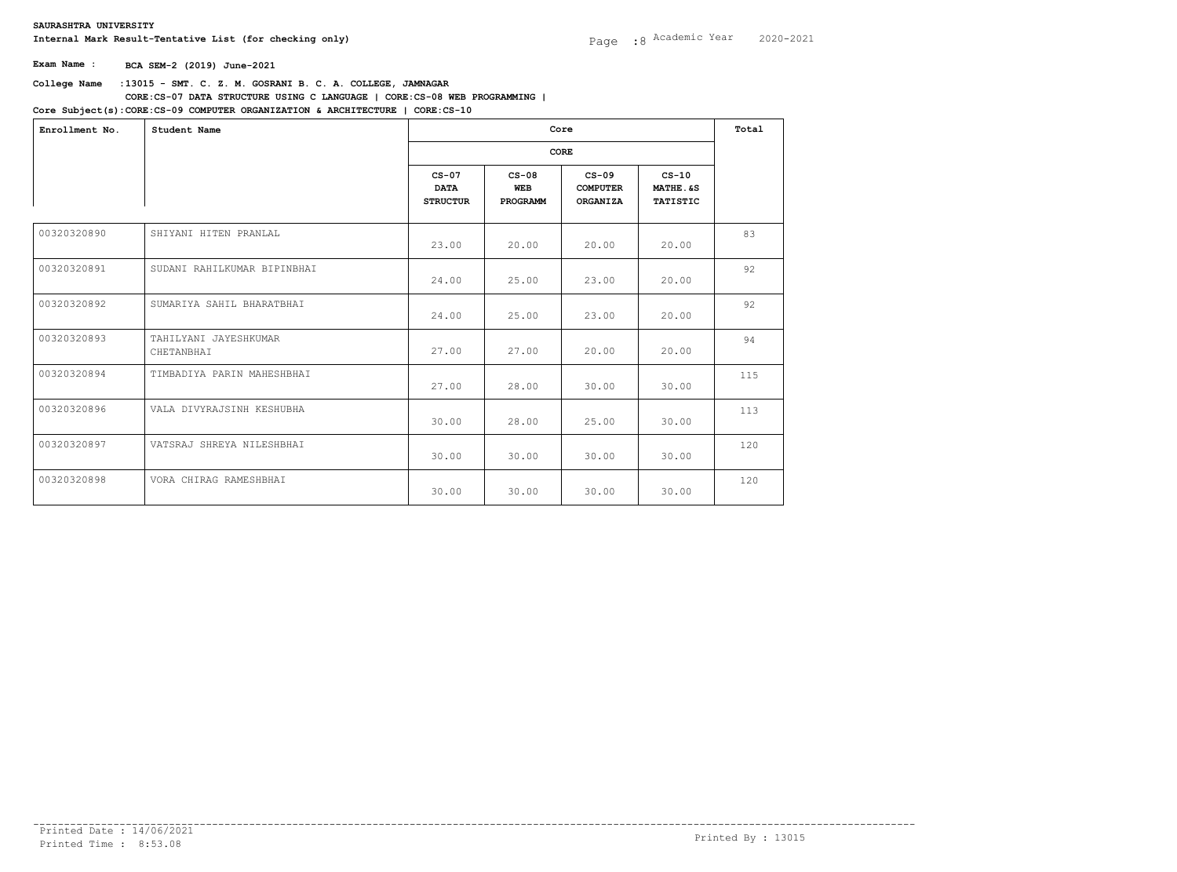**SAURASHTRA UNIVERSITY**

**Internal Mark Result-Tentative List (for checking only)**

Page :8 Academic Year 2020-2021

**Exam Name : BCA SEM-2 (2019) June-2021**

**College Name :13015 - SMT. C. Z. M. GOSRANI B. C. A. COLLEGE, JAMNAGAR**

**CORE:CS-07 DATA STRUCTURE USING C LANGUAGE | CORE:CS-08 WEB PROGRAMMING |**

**Core Subject(s):CORE:CS-09 COMPUTER ORGANIZATION & ARCHITECTURE | CORE:CS-10**

| Enrollment No. | Student Name | Core | | | | Total |
|---|---|---|---|---|---|---|
| | | CORE | | | | |
| | | CS-07 DATA STRUCTUR | CS-08 WEB PROGRAMM | CS-09 COMPUTER ORGANIZA | CS-10 MATHE.&S TATISTIC | |
| 00320320890 | SHIYANI HITEN PRANLAL | 23.00 | 20.00 | 20.00 | 20.00 | 83 |
| 00320320891 | SUDANI RAHILKUMAR BIPINBHAI | 24.00 | 25.00 | 23.00 | 20.00 | 92 |
| 00320320892 | SUMARIYA SAHIL BHARATBHAI | 24.00 | 25.00 | 23.00 | 20.00 | 92 |
| 00320320893 | TAHILYANI JAYESHKUMAR CHETANBHAI | 27.00 | 27.00 | 20.00 | 20.00 | 94 |
| 00320320894 | TIMBADIYA PARIN MAHESHBHAI | 27.00 | 28.00 | 30.00 | 30.00 | 115 |
| 00320320896 | VALA DIVYRAJSINH KESHUBHA | 30.00 | 28.00 | 25.00 | 30.00 | 113 |
| 00320320897 | VATSRAJ SHREYA NILESHBHAI | 30.00 | 30.00 | 30.00 | 30.00 | 120 |
| 00320320898 | VORA CHIRAG RAMESHBHAI | 30.00 | 30.00 | 30.00 | 30.00 | 120 |

Printed Date : 14/06/2021

Printed Time : 8:53.08

Printed By : 13015